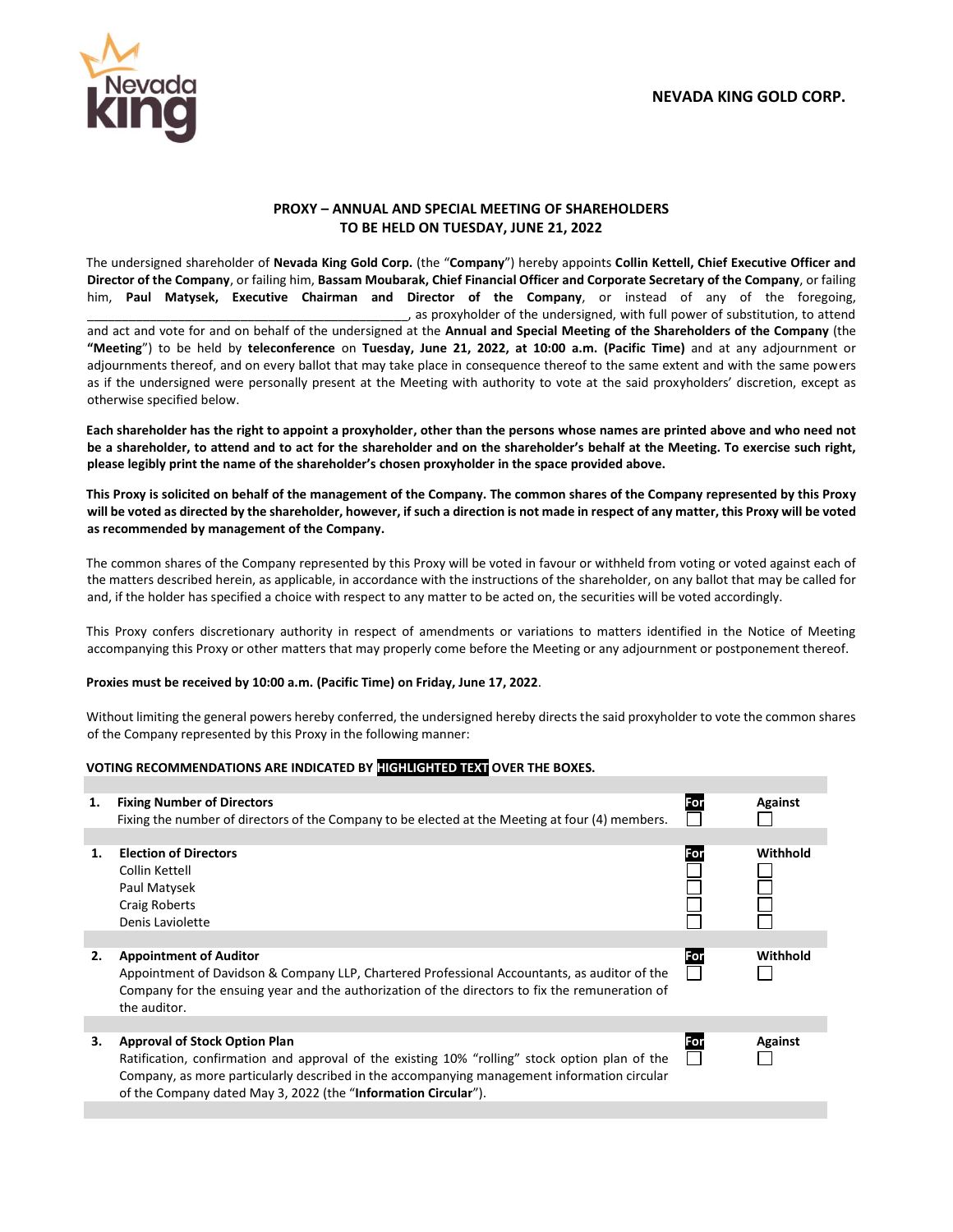**NEVADA KING GOLD CORP.**

## PROXY – ANNUAL AND SPECIAL MEETING OF SHAREHOLDERS TO BE HELD ON TUESDAY, JUNE 21, 2022

The undersigned shareholder of **Nevada King Gold Corp.** (the "**Company**") hereby appoints **Collin Kettell, Chief Executive Officer and Director of the Company**, or failing him, **Bassam Moubarak, Chief Financial Officer and Corporate Secretary of the Company**, or failing him, **Paul Matysek, Executive Chairman and Director of the Company**, or instead of any of the foregoing, ______________________________________________, as proxyholder of the undersigned, with full power of substitution, to attend and act and vote for and on behalf of the undersigned at the **Annual and Special Meeting of the Shareholders of the Company** (the **"Meeting"**) to be held by **teleconference** on **Tuesday, June 21, 2022, at 10:00 a.m. (Pacific Time)** and at any adjournment or adjournments thereof, and on every ballot that may take place in consequence thereof to the same extent and with the same powers as if the undersigned were personally present at the Meeting with authority to vote at the said proxyholders' discretion, except as otherwise specified below.

**Each shareholder has the right to appoint a proxyholder, other than the persons whose names are printed above and who need not be a shareholder, to attend and to act for the shareholder and on the shareholder's behalf at the Meeting. To exercise such right, please legibly print the name of the shareholder's chosen proxyholder in the space provided above.**

**This Proxy is solicited on behalf of the management of the Company. The common shares of the Company represented by this Proxy will be voted as directed by the shareholder, however, if such a direction is not made in respect of any matter, this Proxy will be voted as recommended by management of the Company.**

The common shares of the Company represented by this Proxy will be voted in favour or withheld from voting or voted against each of the matters described herein, as applicable, in accordance with the instructions of the shareholder, on any ballot that may be called for and, if the holder has specified a choice with respect to any matter to be acted on, the securities will be voted accordingly.

This Proxy confers discretionary authority in respect of amendments or variations to matters identified in the Notice of Meeting accompanying this Proxy or other matters that may properly come before the Meeting or any adjournment or postponement thereof.

**Proxies must be received by 10:00 a.m. (Pacific Time) on Friday, June 17, 2022**.

Without limiting the general powers hereby conferred, the undersigned hereby directs the said proxyholder to vote the common shares of the Company represented by this Proxy in the following manner:

**VOTING RECOMMENDATIONS ARE INDICATED BY HIGHLIGHTED TEXT OVER THE BOXES.**

| | | | |
|---|---|---|---|
| **1.** | **Fixing Number of Directors**<br>Fixing the number of directors of the Company to be elected at the Meeting at four (4) members. | **For** ☐ | **Against** ☐ |
| **1.** | **Election of Directors**<br>Collin Kettell<br>Paul Matysek<br>Craig Roberts<br>Denis Laviolette | **For**<br>☐<br>☐<br>☐<br>☐ | **Withhold**<br>☐<br>☐<br>☐<br>☐ |
| **2.** | **Appointment of Auditor**<br>Appointment of Davidson & Company LLP, Chartered Professional Accountants, as auditor of the Company for the ensuing year and the authorization of the directors to fix the remuneration of the auditor. | **For** ☐ | **Withhold** ☐ |
| **3.** | **Approval of Stock Option Plan**<br>Ratification, confirmation and approval of the existing 10% "rolling" stock option plan of the Company, as more particularly described in the accompanying management information circular of the Company dated May 3, 2022 (the "**Information Circular**"). | **For** ☐ | **Against** ☐ |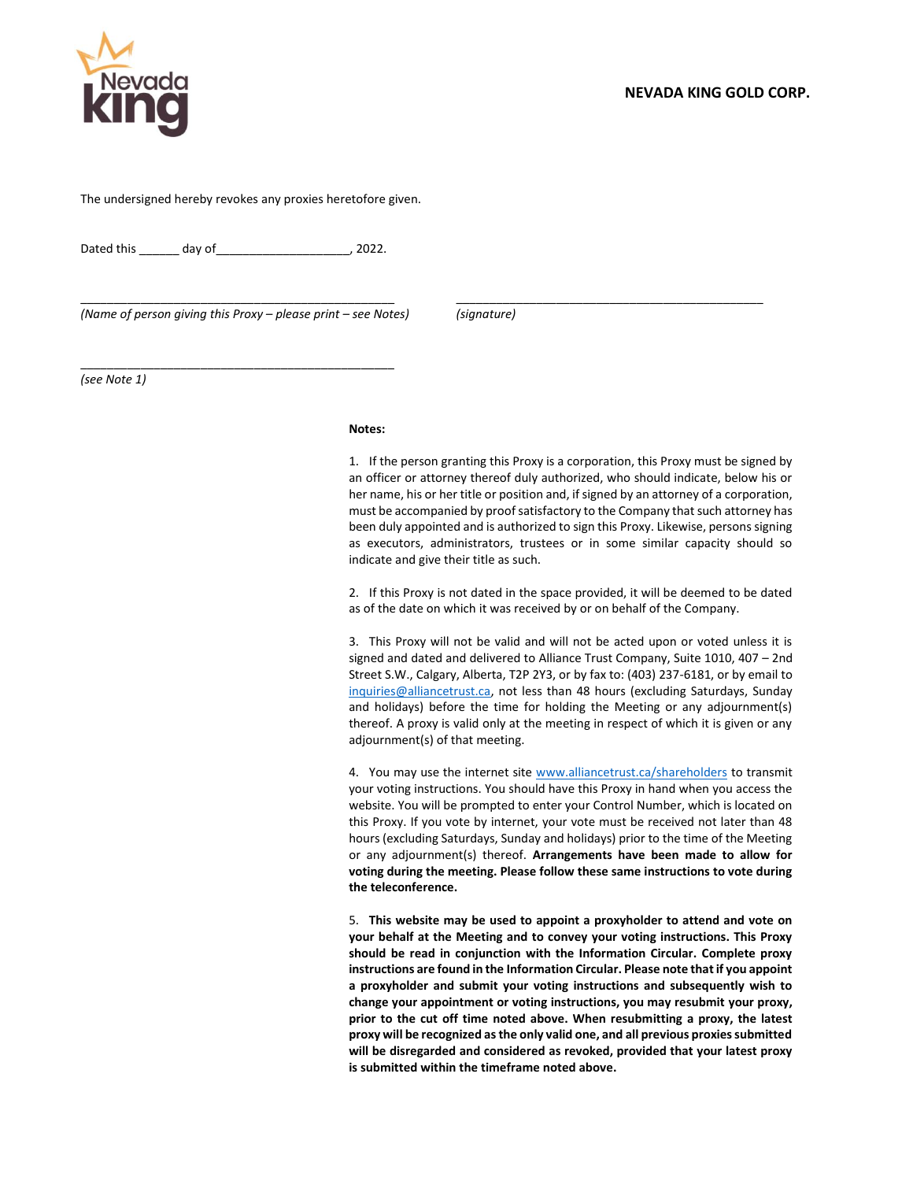**NEVADA KING GOLD CORP.**

The undersigned hereby revokes any proxies heretofore given.

Dated this ______ day of____________________, 2022.

_______________________________________________ _______________________________________________

*(Name of person giving this Proxy – please print – see Notes)* *(signature)*

_______________________________________________

*(see Note 1)*

**Notes:**

1. If the person granting this Proxy is a corporation, this Proxy must be signed by an officer or attorney thereof duly authorized, who should indicate, below his or her name, his or her title or position and, if signed by an attorney of a corporation, must be accompanied by proof satisfactory to the Company that such attorney has been duly appointed and is authorized to sign this Proxy. Likewise, persons signing as executors, administrators, trustees or in some similar capacity should so indicate and give their title as such.

2. If this Proxy is not dated in the space provided, it will be deemed to be dated as of the date on which it was received by or on behalf of the Company.

3. This Proxy will not be valid and will not be acted upon or voted unless it is signed and dated and delivered to Alliance Trust Company, Suite 1010, 407 – 2nd Street S.W., Calgary, Alberta, T2P 2Y3, or by fax to: (403) 237-6181, or by email to inquiries@alliancetrust.ca, not less than 48 hours (excluding Saturdays, Sunday and holidays) before the time for holding the Meeting or any adjournment(s) thereof. A proxy is valid only at the meeting in respect of which it is given or any adjournment(s) of that meeting.

4. You may use the internet site www.alliancetrust.ca/shareholders to transmit your voting instructions. You should have this Proxy in hand when you access the website. You will be prompted to enter your Control Number, which is located on this Proxy. If you vote by internet, your vote must be received not later than 48 hours (excluding Saturdays, Sunday and holidays) prior to the time of the Meeting or any adjournment(s) thereof. **Arrangements have been made to allow for voting during the meeting. Please follow these same instructions to vote during the teleconference.**

5. **This website may be used to appoint a proxyholder to attend and vote on your behalf at the Meeting and to convey your voting instructions. This Proxy should be read in conjunction with the Information Circular. Complete proxy instructions are found in the Information Circular. Please note that if you appoint a proxyholder and submit your voting instructions and subsequently wish to change your appointment or voting instructions, you may resubmit your proxy, prior to the cut off time noted above. When resubmitting a proxy, the latest proxy will be recognized as the only valid one, and all previous proxies submitted will be disregarded and considered as revoked, provided that your latest proxy is submitted within the timeframe noted above.**